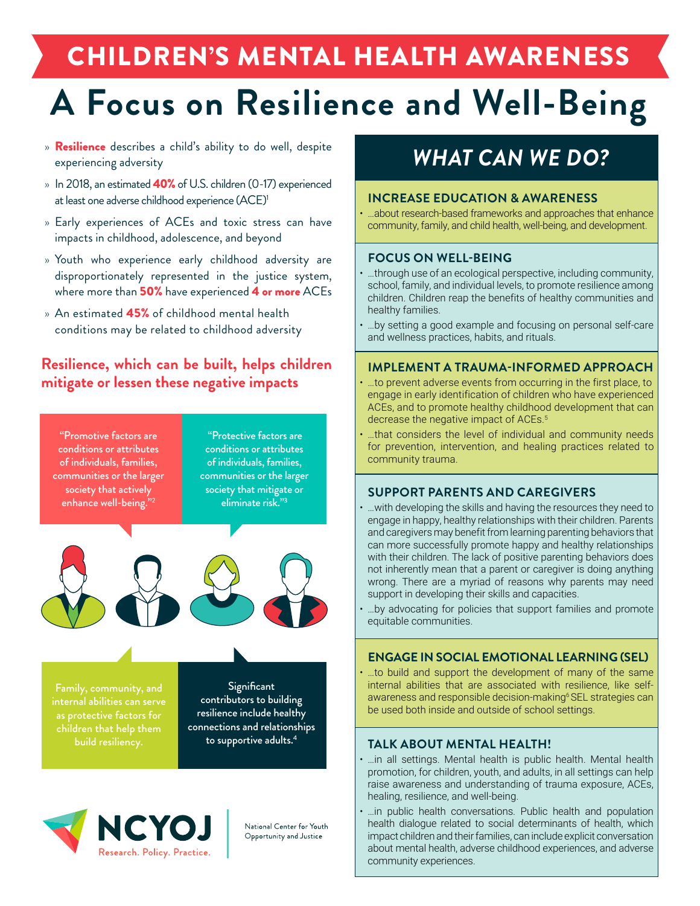# CHILDREN'S MENTAL HEALTH AWARENESS

# A Focus on Resilience and Well-Being

- **Resilience** describes a child's ability to do well, despite experiencing adversity
- In 2018, an estimated **40%** of U.S. children (0-17) experienced at least one adverse childhood experience (ACE)[1]
- Early experiences of ACEs and toxic stress can have impacts in childhood, adolescence, and beyond
- Youth who experience early childhood adversity are disproportionately represented in the justice system, where more than **50%** have experienced **4 or more** ACEs
- An estimated **45%** of childhood mental health conditions may be related to childhood adversity

## Resilience, which can be built, helps children mitigate or lessen these negative impacts

"Promotive factors are conditions or attributes of individuals, families, communities or the larger society that actively enhance well-being."[2]

"Protective factors are conditions or attributes of individuals, families, communities or the larger society that mitigate or eliminate risk."[3]

Family, community, and internal abilities can serve as protective factors for children that help them build resiliency.

Significant contributors to building resilience include healthy connections and relationships to supportive adults.[4]

NCYOJ — Research. Policy. Practice.

National Center for Youth Opportunity and Justice

## WHAT CAN WE DO?

### INCREASE EDUCATION & AWARENESS

- ...about research-based frameworks and approaches that enhance community, family, and child health, well-being, and development.

### FOCUS ON WELL-BEING

- ...through use of an ecological perspective, including community, school, family, and individual levels, to promote resilience among children. Children reap the benefits of healthy communities and healthy families.
- ...by setting a good example and focusing on personal self-care and wellness practices, habits, and rituals.

### IMPLEMENT A TRAUMA-INFORMED APPROACH

- ...to prevent adverse events from occurring in the first place, to engage in early identification of children who have experienced ACEs, and to promote healthy childhood development that can decrease the negative impact of ACEs.[5]
- ...that considers the level of individual and community needs for prevention, intervention, and healing practices related to community trauma.

### SUPPORT PARENTS AND CAREGIVERS

- ...with developing the skills and having the resources they need to engage in happy, healthy relationships with their children. Parents and caregivers may benefit from learning parenting behaviors that can more successfully promote happy and healthy relationships with their children. The lack of positive parenting behaviors does not inherently mean that a parent or caregiver is doing anything wrong. There are a myriad of reasons why parents may need support in developing their skills and capacities.
- ...by advocating for policies that support families and promote equitable communities.

### ENGAGE IN SOCIAL EMOTIONAL LEARNING (SEL)

- ...to build and support the development of many of the same internal abilities that are associated with resilience, like self-awareness and responsible decision-making[6] SEL strategies can be used both inside and outside of school settings.

### TALK ABOUT MENTAL HEALTH!

- ...in all settings. Mental health is public health. Mental health promotion, for children, youth, and adults, in all settings can help raise awareness and understanding of trauma exposure, ACEs, healing, resilience, and well-being.
- ...in public health conversations. Public health and population health dialogue related to social determinants of health, which impact children and their families, can include explicit conversation about mental health, adverse childhood experiences, and adverse community experiences.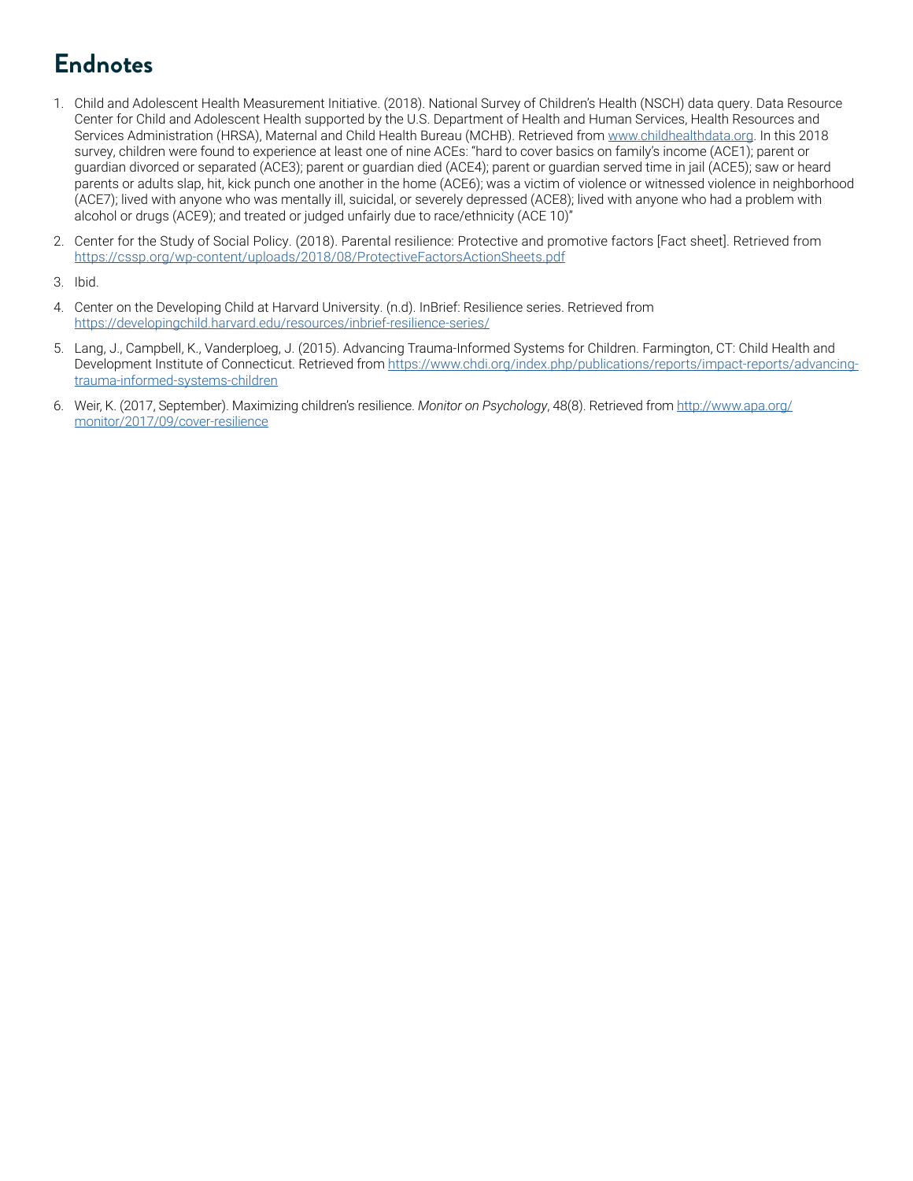# Endnotes

1. Child and Adolescent Health Measurement Initiative. (2018). National Survey of Children's Health (NSCH) data query. Data Resource Center for Child and Adolescent Health supported by the U.S. Department of Health and Human Services, Health Resources and Services Administration (HRSA), Maternal and Child Health Bureau (MCHB). Retrieved from [www.childhealthdata.org](www.childhealthdata.org). In this 2018 survey, children were found to experience at least one of nine ACEs: "hard to cover basics on family's income (ACE1); parent or guardian divorced or separated (ACE3); parent or guardian died (ACE4); parent or guardian served time in jail (ACE5); saw or heard parents or adults slap, hit, kick punch one another in the home (ACE6); was a victim of violence or witnessed violence in neighborhood (ACE7); lived with anyone who was mentally ill, suicidal, or severely depressed (ACE8); lived with anyone who had a problem with alcohol or drugs (ACE9); and treated or judged unfairly due to race/ethnicity (ACE 10)"

2. Center for the Study of Social Policy. (2018). Parental resilience: Protective and promotive factors [Fact sheet]. Retrieved from [https://cssp.org/wp-content/uploads/2018/08/ProtectiveFactorsActionSheets.pdf](https://cssp.org/wp-content/uploads/2018/08/ProtectiveFactorsActionSheets.pdf)

3. Ibid.

4. Center on the Developing Child at Harvard University. (n.d). InBrief: Resilience series. Retrieved from [https://developingchild.harvard.edu/resources/inbrief-resilience-series/](https://developingchild.harvard.edu/resources/inbrief-resilience-series/)

5. Lang, J., Campbell, K., Vanderploeg, J. (2015). Advancing Trauma-Informed Systems for Children. Farmington, CT: Child Health and Development Institute of Connecticut. Retrieved from [https://www.chdi.org/index.php/publications/reports/impact-reports/advancing-trauma-informed-systems-children](https://www.chdi.org/index.php/publications/reports/impact-reports/advancing-trauma-informed-systems-children)

6. Weir, K. (2017, September). Maximizing children's resilience. *Monitor on Psychology*, 48(8). Retrieved from [http://www.apa.org/monitor/2017/09/cover-resilience](http://www.apa.org/monitor/2017/09/cover-resilience)